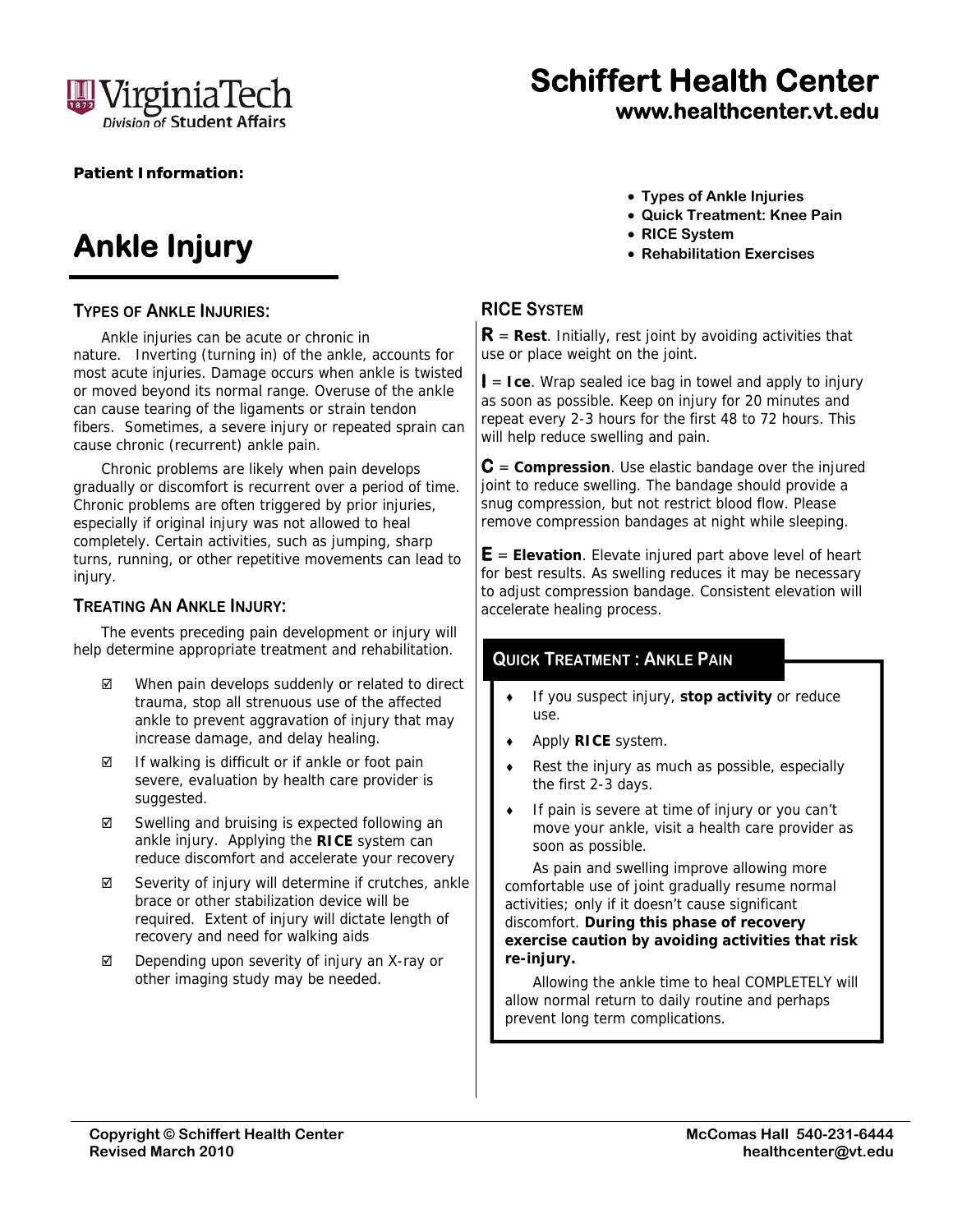**Virginia Tech** Division of Student Affairs

# Schiffert Health Center
**www.healthcenter.vt.edu**

**Patient Information:**

# Ankle Injury

- **Types of Ankle Injuries**
- **Quick Treatment: Knee Pain**
- **RICE System**
- **Rehabilitation Exercises**

## TYPES OF ANKLE INJURIES:

Ankle injuries can be acute or chronic in nature. Inverting (turning in) of the ankle, accounts for most acute injuries. Damage occurs when ankle is twisted or moved beyond its normal range. Overuse of the ankle can cause tearing of the ligaments or strain tendon fibers. Sometimes, a severe injury or repeated sprain can cause chronic (recurrent) ankle pain.

Chronic problems are likely when pain develops gradually or discomfort is recurrent over a period of time. Chronic problems are often triggered by prior injuries, especially if original injury was not allowed to heal completely. Certain activities, such as jumping, sharp turns, running, or other repetitive movements can lead to injury.

## TREATING AN ANKLE INJURY:

The events preceding pain development or injury will help determine appropriate treatment and rehabilitation.

- ☑ When pain develops suddenly or related to direct trauma, stop all strenuous use of the affected ankle to prevent aggravation of injury that may increase damage, and delay healing.
- ☑ If walking is difficult or if ankle or foot pain severe, evaluation by health care provider is suggested.
- ☑ Swelling and bruising is expected following an ankle injury. Applying the **RICE** system can reduce discomfort and accelerate your recovery
- ☑ Severity of injury will determine if crutches, ankle brace or other stabilization device will be required. Extent of injury will dictate length of recovery and need for walking aids
- ☑ Depending upon severity of injury an X-ray or other imaging study may be needed.

## RICE SYSTEM

**R** = **Rest**. Initially, rest joint by avoiding activities that use or place weight on the joint.

**I** = **Ice**. Wrap sealed ice bag in towel and apply to injury as soon as possible. Keep on injury for 20 minutes and repeat every 2-3 hours for the first 48 to 72 hours. This will help reduce swelling and pain.

**C** = **Compression**. Use elastic bandage over the injured joint to reduce swelling. The bandage should provide a snug compression, but not restrict blood flow. Please remove compression bandages at night while sleeping.

**E** = **Elevation**. Elevate injured part above level of heart for best results. As swelling reduces it may be necessary to adjust compression bandage. Consistent elevation will accelerate healing process.

## QUICK TREATMENT : ANKLE PAIN

- If you suspect injury, **stop activity** or reduce use.
- Apply **RICE** system.
- Rest the injury as much as possible, especially the first 2-3 days.
- If pain is severe at time of injury or you can't move your ankle, visit a health care provider as soon as possible.

As pain and swelling improve allowing more comfortable use of joint gradually resume normal activities; only if it doesn't cause significant discomfort. **During this phase of recovery exercise caution by avoiding activities that risk re-injury.**

Allowing the ankle time to heal COMPLETELY will allow normal return to daily routine and perhaps prevent long term complications.

**Copyright © Schiffert Health Center**
**Revised March 2010**

**McComas Hall 540-231-6444**
**healthcenter@vt.edu**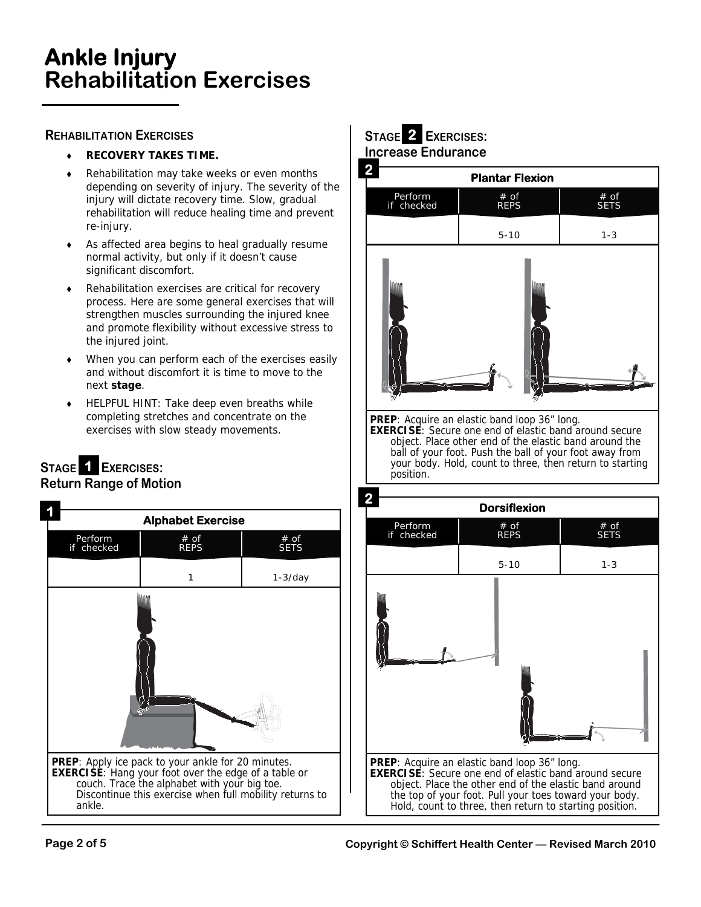# Ankle Injury Rehabilitation Exercises

## Rehabilitation Exercises

- **RECOVERY TAKES TIME.**
- Rehabilitation may take weeks or even months depending on severity of injury. The severity of the injury will dictate recovery time. Slow, gradual rehabilitation will reduce healing time and prevent re-injury.
- As affected area begins to heal gradually resume normal activity, but only if it doesn't cause significant discomfort.
- Rehabilitation exercises are critical for recovery process. Here are some general exercises that will strengthen muscles surrounding the injured knee and promote flexibility without excessive stress to the injured joint.
- When you can perform each of the exercises easily and without discomfort it is time to move to the next **stage**.
- HELPFUL HINT: Take deep even breaths while completing stretches and concentrate on the exercises with slow steady movements.

## Stage 1 Exercises: Return Range of Motion

### 1 Alphabet Exercise

| Perform if checked | # of REPS | # of SETS |
|---|---|---|
| | 1 | 1-3/day |

**PREP**: Apply ice pack to your ankle for 20 minutes.
**EXERCISE**: Hang your foot over the edge of a table or couch. Trace the alphabet with your big toe. Discontinue this exercise when full mobility returns to ankle.

## Stage 2 Exercises: Increase Endurance

### 2 Plantar Flexion

| Perform if checked | # of REPS | # of SETS |
|---|---|---|
| | 5-10 | 1-3 |

**PREP**: Acquire an elastic band loop 36" long.
**EXERCISE**: Secure one end of elastic band around secure object. Place other end of the elastic band around the ball of your foot. Push the ball of your foot away from your body. Hold, count to three, then return to starting position.

### 2 Dorsiflexion

| Perform if checked | # of REPS | # of SETS |
|---|---|---|
| | 5-10 | 1-3 |

**PREP**: Acquire an elastic band loop 36" long.
**EXERCISE**: Secure one end of elastic band around secure object. Place the other end of the elastic band around the top of your foot. Pull your toes toward your body. Hold, count to three, then return to starting position.

Copyright © Schiffert Health Center — Revised March 2010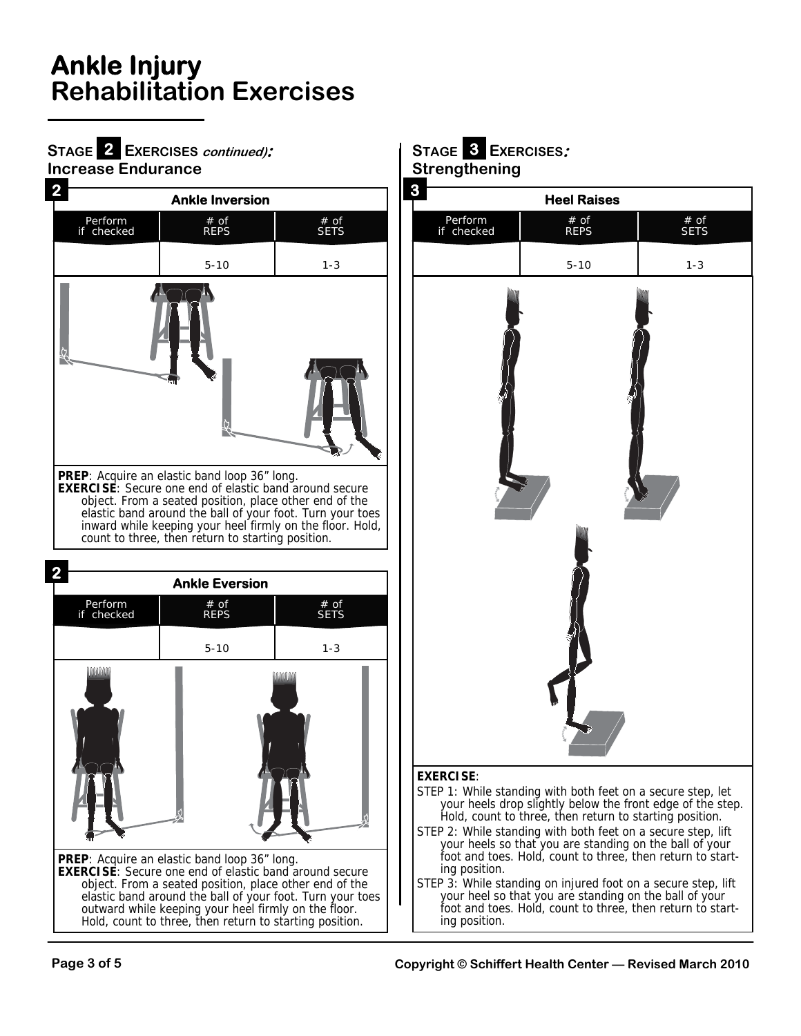# Ankle Injury Rehabilitation Exercises

## Stage 2 Exercises *continued)*: Increase Endurance

### 2 Ankle Inversion

| Perform if checked | # of REPS | # of SETS |
|---|---|---|
| | 5-10 | 1-3 |

**PREP**: Acquire an elastic band loop 36" long.

**EXERCISE**: Secure one end of elastic band around secure object. From a seated position, place other end of the elastic band around the ball of your foot. Turn your toes inward while keeping your heel firmly on the floor. Hold, count to three, then return to starting position.

### 2 Ankle Eversion

| Perform if checked | # of REPS | # of SETS |
|---|---|---|
| | 5-10 | 1-3 |

**PREP**: Acquire an elastic band loop 36" long.

**EXERCISE**: Secure one end of elastic band around secure object. From a seated position, place other end of the elastic band around the ball of your foot. Turn your toes outward while keeping your heel firmly on the floor. Hold, count to three, then return to starting position.

## Stage 3 Exercises: Strengthening

### 3 Heel Raises

| Perform if checked | # of REPS | # of SETS |
|---|---|---|
| | 5-10 | 1-3 |

**EXERCISE**:

STEP 1: While standing with both feet on a secure step, let your heels drop slightly below the front edge of the step. Hold, count to three, then return to starting position.

STEP 2: While standing with both feet on a secure step, lift your heels so that you are standing on the ball of your foot and toes. Hold, count to three, then return to starting position.

STEP 3: While standing on injured foot on a secure step, lift your heel so that you are standing on the ball of your foot and toes. Hold, count to three, then return to starting position.

Copyright © Schiffert Health Center — Revised March 2010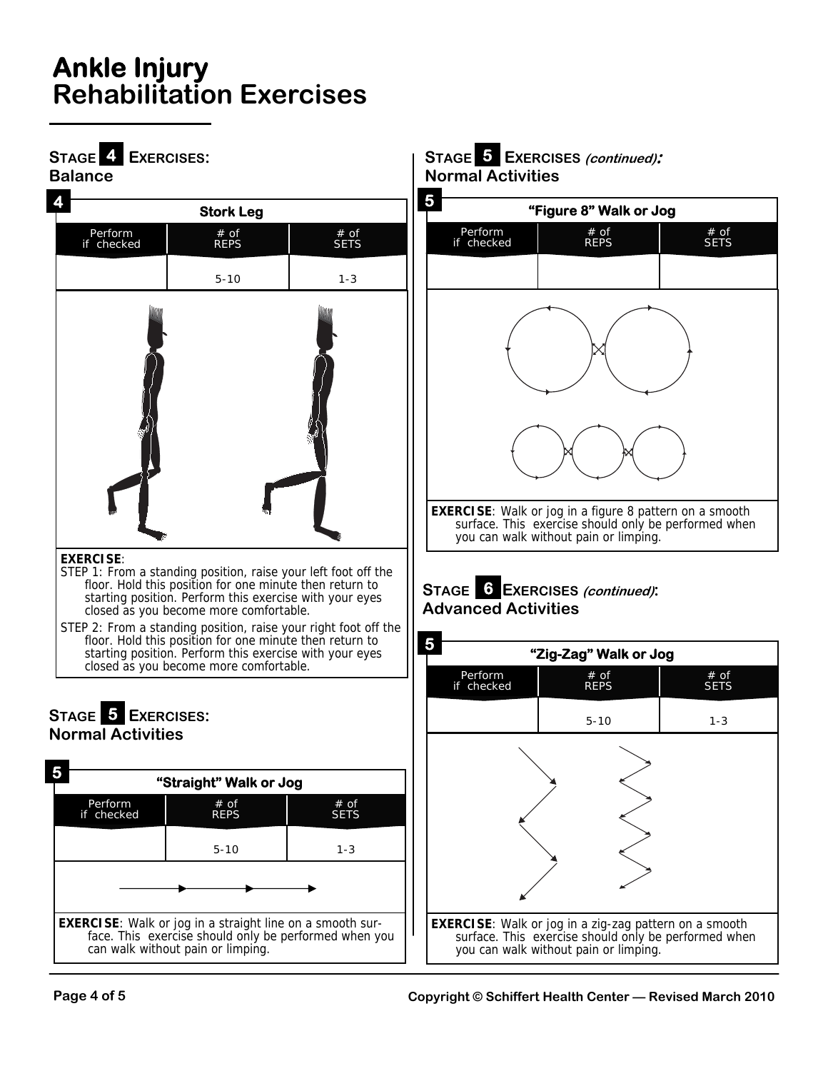# Ankle Injury
# Rehabilitation Exercises

## STAGE 4 EXERCISES: Balance

### 4 Stork Leg

| Perform if checked | # of REPS | # of SETS |
|---|---|---|
| | 5-10 | 1-3 |

**EXERCISE**:

STEP 1: From a standing position, raise your left foot off the floor. Hold this position for one minute then return to starting position. Perform this exercise with your eyes closed as you become more comfortable.

STEP 2: From a standing position, raise your right foot off the floor. Hold this position for one minute then return to starting position. Perform this exercise with your eyes closed as you become more comfortable.

## STAGE 5 EXERCISES: Normal Activities

### 5 "Straight" Walk or Jog

| Perform if checked | # of REPS | # of SETS |
|---|---|---|
| | 5-10 | 1-3 |

**EXERCISE**: Walk or jog in a straight line on a smooth surface. This exercise should only be performed when you can walk without pain or limping.

## STAGE 5 EXERCISES *(continued)*: Normal Activities

### 5 "Figure 8" Walk or Jog

| Perform if checked | # of REPS | # of SETS |
|---|---|---|
| | | |

**EXERCISE**: Walk or jog in a figure 8 pattern on a smooth surface. This exercise should only be performed when you can walk without pain or limping.

## STAGE 6 EXERCISES *(continued)*: Advanced Activities

### 5 "Zig-Zag" Walk or Jog

| Perform if checked | # of REPS | # of SETS |
|---|---|---|
| | 5-10 | 1-3 |

**EXERCISE**: Walk or jog in a zig-zag pattern on a smooth surface. This exercise should only be performed when you can walk without pain or limping.

Copyright © Schiffert Health Center — Revised March 2010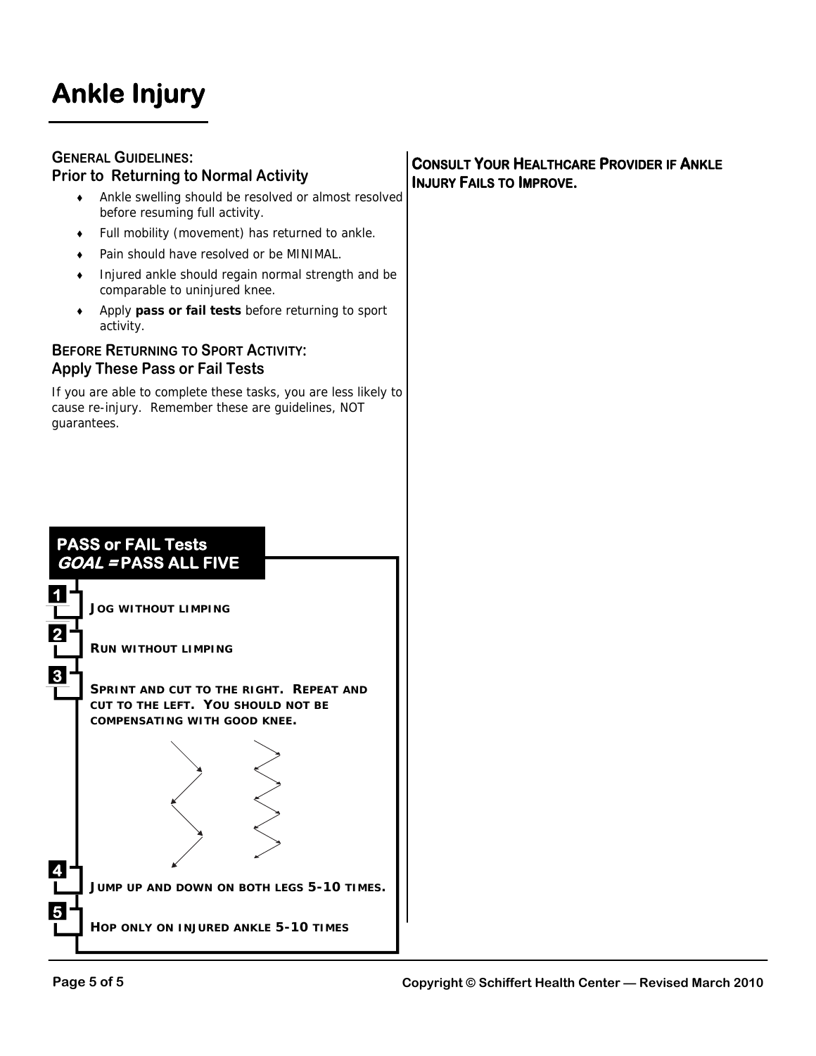# Ankle Injury

### General Guidelines:
### Prior to Returning to Normal Activity

- Ankle swelling should be resolved or almost resolved before resuming full activity.
- Full mobility (movement) has returned to ankle.
- Pain should have resolved or be MINIMAL.
- Injured ankle should regain normal strength and be comparable to uninjured knee.
- Apply **pass or fail tests** before returning to sport activity.

### Before Returning to Sport Activity:
### Apply These Pass or Fail Tests

If you are able to complete these tasks, you are less likely to cause re-injury. Remember these are guidelines, NOT guarantees.

## PASS or FAIL Tests
## *GOAL =* PASS ALL FIVE

1. JOG WITHOUT LIMPING
2. RUN WITHOUT LIMPING
3. SPRINT AND CUT TO THE RIGHT. REPEAT AND CUT TO THE LEFT. YOU SHOULD NOT BE COMPENSATING WITH GOOD KNEE.
4. JUMP UP AND DOWN ON BOTH LEGS 5-10 TIMES.
5. HOP ONLY ON INJURED ANKLE 5-10 TIMES

**CONSULT YOUR HEALTHCARE PROVIDER IF ANKLE INJURY FAILS TO IMPROVE.**

Copyright © Schiffert Health Center — Revised March 2010